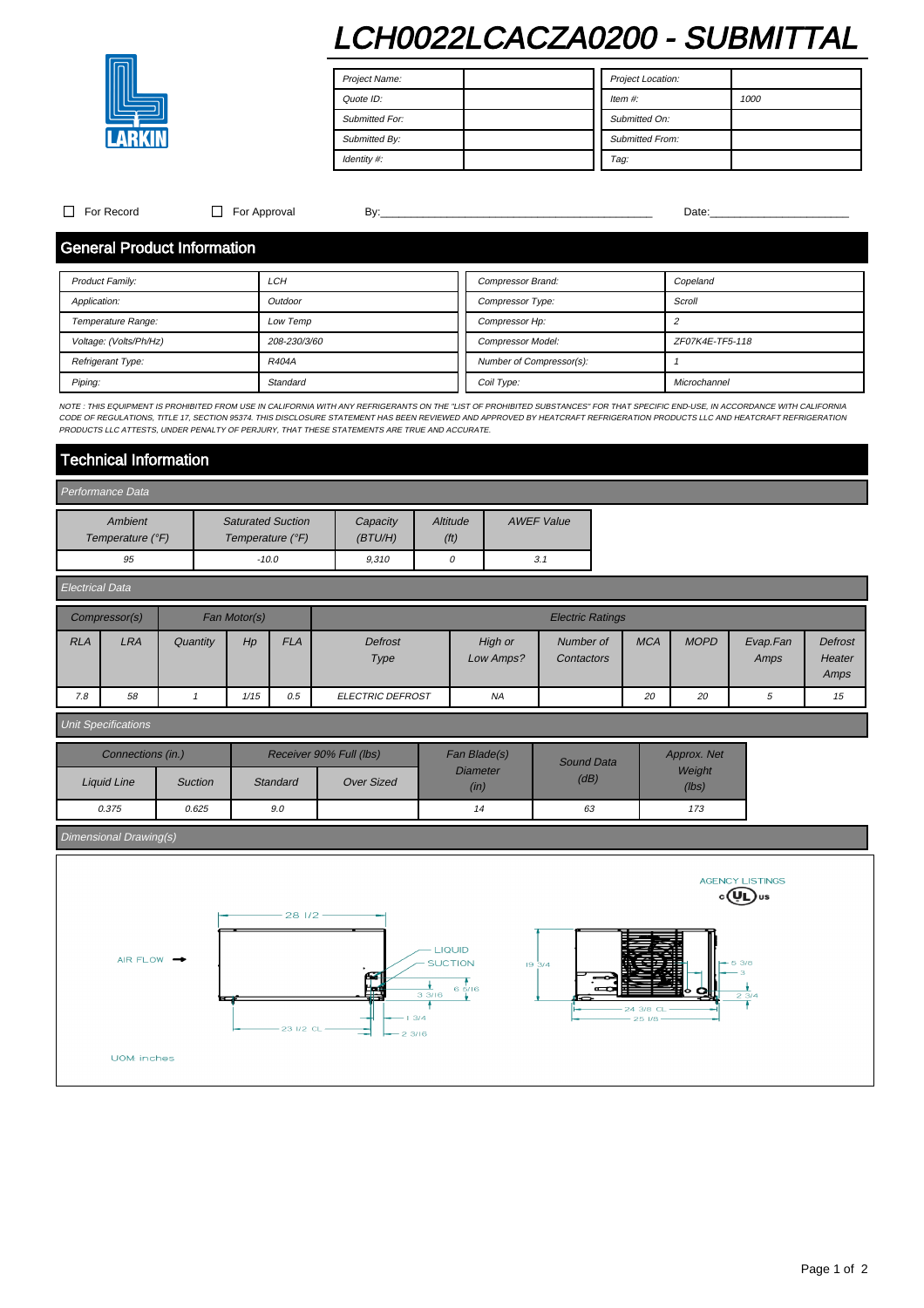# LCH0022LCACZA0200 - SUBMITTAL

LARKIN

| Project Name: | | Project Location: | |
|---|---|---|---|
| Quote ID: | | Item #: | 1000 |
| Submitted For: | | Submitted On: | |
| Submitted By: | | Submitted From: | |
| Identity #: | | Tag: | |

☐ For Record ☐ For Approval By:_____________________________________________ Date:________________________

## General Product Information

| Product Family: | LCH | Compressor Brand: | Copeland |
|---|---|---|---|
| Application: | Outdoor | Compressor Type: | Scroll |
| Temperature Range: | Low Temp | Compressor Hp: | 2 |
| Voltage: (Volts/Ph/Hz) | 208-230/3/60 | Compressor Model: | ZF07K4E-TF5-118 |
| Refrigerant Type: | R404A | Number of Compressor(s): | 1 |
| Piping: | Standard | Coil Type: | Microchannel |

*NOTE : THIS EQUIPMENT IS PROHIBITED FROM USE IN CALIFORNIA WITH ANY REFRIGERANTS ON THE "LIST OF PROHIBITED SUBSTANCES" FOR THAT SPECIFIC END-USE, IN ACCORDANCE WITH CALIFORNIA CODE OF REGULATIONS, TITLE 17, SECTION 95374. THIS DISCLOSURE STATEMENT HAS BEEN REVIEWED AND APPROVED BY HEATCRAFT REFRIGERATION PRODUCTS LLC AND HEATCRAFT REFRIGERATION PRODUCTS LLC ATTESTS, UNDER PENALTY OF PERJURY, THAT THESE STATEMENTS ARE TRUE AND ACCURATE.*

## Technical Information

### Performance Data

| Ambient Temperature (°F) | Saturated Suction Temperature (°F) | Capacity (BTU/H) | Altitude (ft) | AWEF Value |
|---|---|---|---|---|
| 95 | -10.0 | 9,310 | 0 | 3.1 |

### Electrical Data

| Compressor(s) | | Fan Motor(s) | | | Electric Ratings | | | | | | |
|---|---|---|---|---|---|---|---|---|---|---|---|
| RLA | LRA | Quantity | Hp | FLA | Defrost Type | High or Low Amps? | Number of Contactors | MCA | MOPD | Evap.Fan Amps | Defrost Heater Amps |
| 7.8 | 58 | 1 | 1/15 | 0.5 | ELECTRIC DEFROST | NA | | 20 | 20 | 5 | 15 |

### Unit Specifications

| Connections (in.) | | Receiver 90% Full (lbs) | | Fan Blade(s) Diameter (in) | Sound Data (dB) | Approx. Net Weight (lbs) |
|---|---|---|---|---|---|---|
| Liquid Line | Suction | Standard | Over Sized | | | |
| 0.375 | 0.625 | 9.0 | | 14 | 63 | 173 |

### Dimensional Drawing(s)

AGENCY LISTINGS c UL us

AIR FLOW → 28 1/2, LIQUID, SUCTION, 3 3/16, 6 5/16, 1 3/4, 2 3/16, 23 1/2 CL, 19 3/4, 24 3/8 CL, 25 1/8, 5 3/8, 3, 2 3/4

UOM inches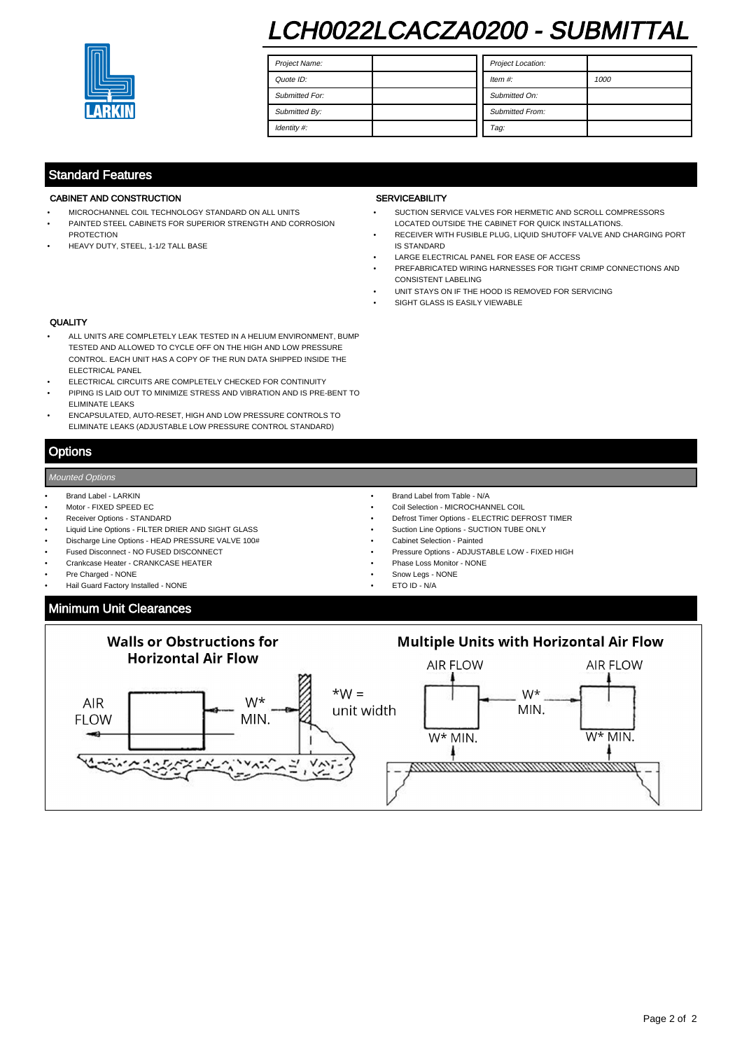# LCH0022LCACZA0200 - SUBMITTAL

| | | | |
|---|---|---|---|
| *Project Name:* | | *Project Location:* | |
| *Quote ID:* | | *Item #:* | *1000* |
| *Submitted For:* | | *Submitted On:* | |
| *Submitted By:* | | *Submitted From:* | |
| *Identity #:* | | *Tag:* | |

## Standard Features

### CABINET AND CONSTRUCTION

- MICROCHANNEL COIL TECHNOLOGY STANDARD ON ALL UNITS
- PAINTED STEEL CABINETS FOR SUPERIOR STRENGTH AND CORROSION PROTECTION
- HEAVY DUTY, STEEL, 1-1/2 TALL BASE

### SERVICEABILITY

- SUCTION SERVICE VALVES FOR HERMETIC AND SCROLL COMPRESSORS LOCATED OUTSIDE THE CABINET FOR QUICK INSTALLATIONS.
- RECEIVER WITH FUSIBLE PLUG, LIQUID SHUTOFF VALVE AND CHARGING PORT IS STANDARD
- LARGE ELECTRICAL PANEL FOR EASE OF ACCESS
- PREFABRICATED WIRING HARNESSES FOR TIGHT CRIMP CONNECTIONS AND CONSISTENT LABELING
- UNIT STAYS ON IF THE HOOD IS REMOVED FOR SERVICING
- SIGHT GLASS IS EASILY VIEWABLE

### QUALITY

- ALL UNITS ARE COMPLETELY LEAK TESTED IN A HELIUM ENVIRONMENT, BUMP TESTED AND ALLOWED TO CYCLE OFF ON THE HIGH AND LOW PRESSURE CONTROL. EACH UNIT HAS A COPY OF THE RUN DATA SHIPPED INSIDE THE ELECTRICAL PANEL
- ELECTRICAL CIRCUITS ARE COMPLETELY CHECKED FOR CONTINUITY
- PIPING IS LAID OUT TO MINIMIZE STRESS AND VIBRATION AND IS PRE-BENT TO ELIMINATE LEAKS
- ENCAPSULATED, AUTO-RESET, HIGH AND LOW PRESSURE CONTROLS TO ELIMINATE LEAKS (ADJUSTABLE LOW PRESSURE CONTROL STANDARD)

## Options

*Mounted Options*

- Brand Label - LARKIN
- Motor - FIXED SPEED EC
- Receiver Options - STANDARD
- Liquid Line Options - FILTER DRIER AND SIGHT GLASS
- Discharge Line Options - HEAD PRESSURE VALVE 100#
- Fused Disconnect - NO FUSED DISCONNECT
- Crankcase Heater - CRANKCASE HEATER
- Pre Charged - NONE
- Hail Guard Factory Installed - NONE
- Brand Label from Table - N/A
- Coil Selection - MICROCHANNEL COIL
- Defrost Timer Options - ELECTRIC DEFROST TIMER
- Suction Line Options - SUCTION TUBE ONLY
- Cabinet Selection - Painted
- Pressure Options - ADJUSTABLE LOW - FIXED HIGH
- Phase Loss Monitor - NONE
- Snow Legs - NONE
- ETO ID - N/A

## Minimum Unit Clearances

**Walls or Obstructions for Horizontal Air Flow**

AIR FLOW

W* MIN.

*W = unit width

**Multiple Units with Horizontal Air Flow**

AIR FLOW

AIR FLOW

W* MIN.

W* MIN.

W* MIN.